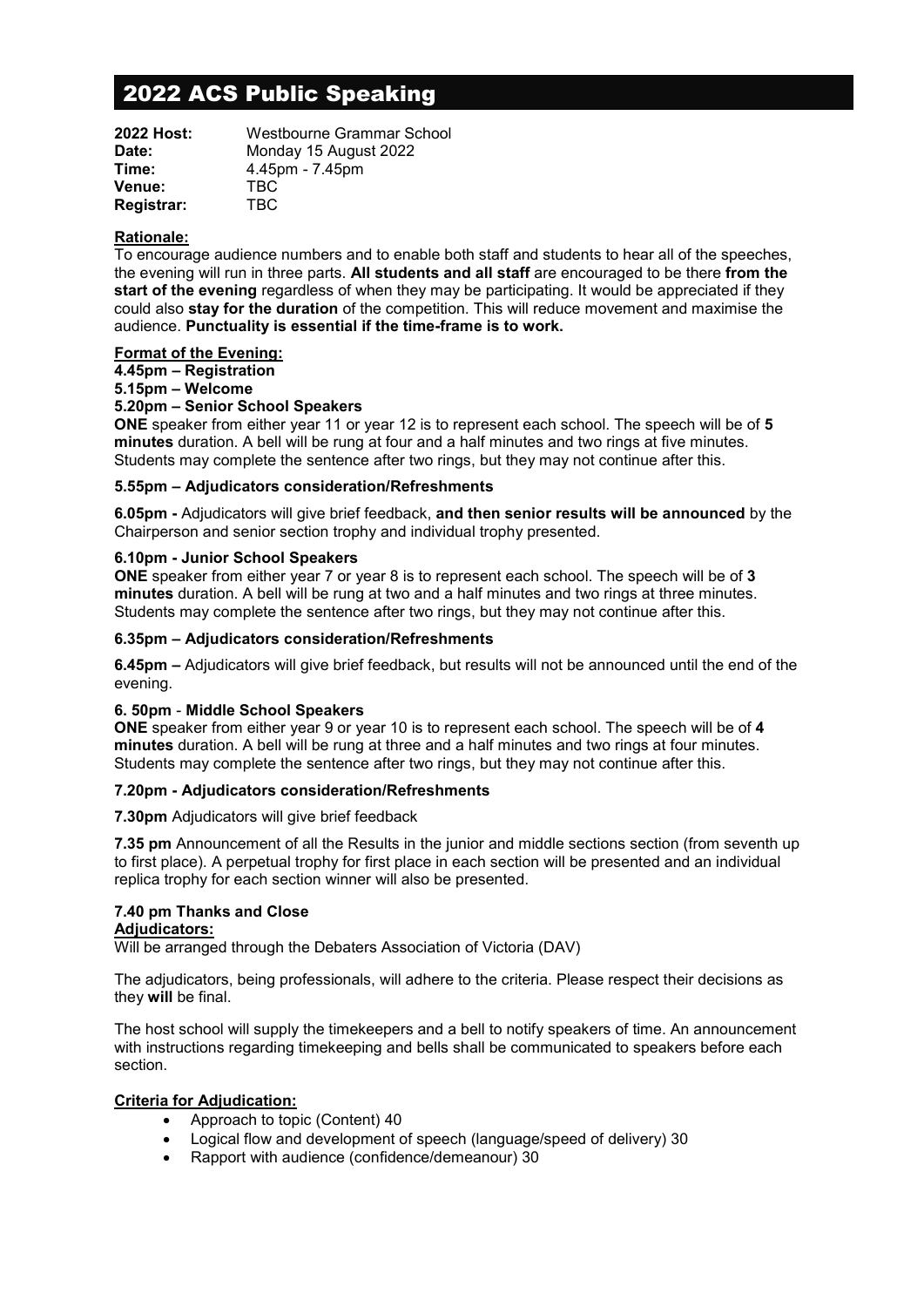# 2022 ACS Public Speaking

**2022 Host:** Westbourne Grammar School
**Date:** Monday 15 August 2022
**Time:** 4.45pm - 7.45pm
**Venue:** TBC
**Registrar:** TBC

**Rationale:**

To encourage audience numbers and to enable both staff and students to hear all of the speeches, the evening will run in three parts. **All students and all staff** are encouraged to be there **from the start of the evening** regardless of when they may be participating. It would be appreciated if they could also **stay for the duration** of the competition. This will reduce movement and maximise the audience. **Punctuality is essential if the time-frame is to work.**

**Format of the Evening:**

**4.45pm – Registration**

**5.15pm – Welcome**

**5.20pm – Senior School Speakers**

**ONE** speaker from either year 11 or year 12 is to represent each school. The speech will be of **5 minutes** duration. A bell will be rung at four and a half minutes and two rings at five minutes. Students may complete the sentence after two rings, but they may not continue after this.

**5.55pm – Adjudicators consideration/Refreshments**

**6.05pm -** Adjudicators will give brief feedback, **and then senior results will be announced** by the Chairperson and senior section trophy and individual trophy presented.

**6.10pm - Junior School Speakers**

**ONE** speaker from either year 7 or year 8 is to represent each school. The speech will be of **3 minutes** duration. A bell will be rung at two and a half minutes and two rings at three minutes. Students may complete the sentence after two rings, but they may not continue after this.

**6.35pm – Adjudicators consideration/Refreshments**

**6.45pm –** Adjudicators will give brief feedback, but results will not be announced until the end of the evening.

**6. 50pm** - **Middle School Speakers**

**ONE** speaker from either year 9 or year 10 is to represent each school. The speech will be of **4 minutes** duration. A bell will be rung at three and a half minutes and two rings at four minutes. Students may complete the sentence after two rings, but they may not continue after this.

**7.20pm - Adjudicators consideration/Refreshments**

**7.30pm** Adjudicators will give brief feedback

**7.35 pm** Announcement of all the Results in the junior and middle sections section (from seventh up to first place). A perpetual trophy for first place in each section will be presented and an individual replica trophy for each section winner will also be presented.

**7.40 pm Thanks and Close**

**Adjudicators:**

Will be arranged through the Debaters Association of Victoria (DAV)

The adjudicators, being professionals, will adhere to the criteria. Please respect their decisions as they **will** be final.

The host school will supply the timekeepers and a bell to notify speakers of time. An announcement with instructions regarding timekeeping and bells shall be communicated to speakers before each section.

**Criteria for Adjudication:**

- Approach to topic (Content) 40
- Logical flow and development of speech (language/speed of delivery) 30
- Rapport with audience (confidence/demeanour) 30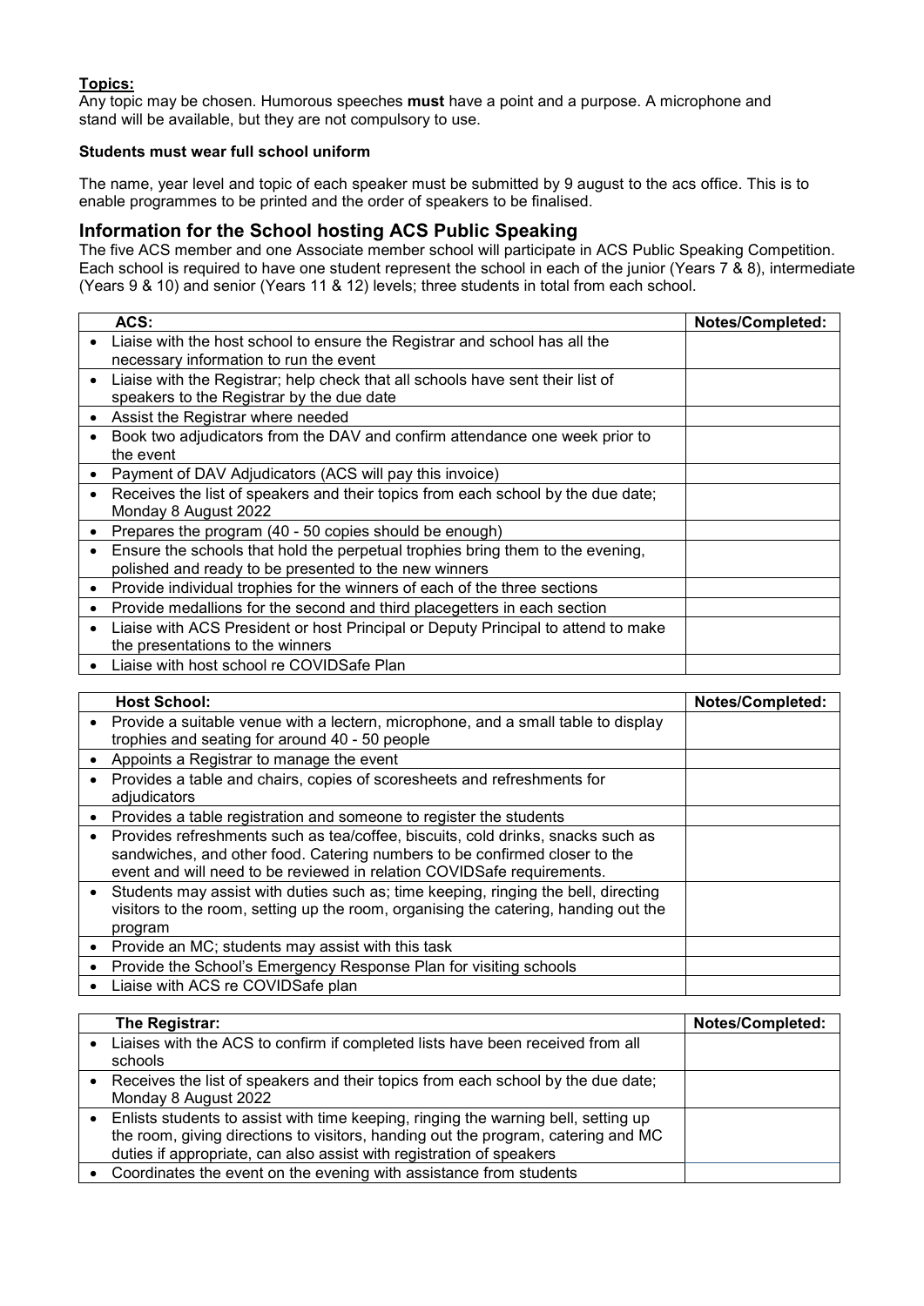**Topics:**
Any topic may be chosen. Humorous speeches **must** have a point and a purpose. A microphone and stand will be available, but they are not compulsory to use.

**Students must wear full school uniform**

The name, year level and topic of each speaker must be submitted by 9 august to the acs office. This is to enable programmes to be printed and the order of speakers to be finalised.

## Information for the School hosting ACS Public Speaking

The five ACS member and one Associate member school will participate in ACS Public Speaking Competition. Each school is required to have one student represent the school in each of the junior (Years 7 & 8), intermediate (Years 9 & 10) and senior (Years 11 & 12) levels; three students in total from each school.

| ACS: | Notes/Completed: |
| --- | --- |
| • Liaise with the host school to ensure the Registrar and school has all the necessary information to run the event | |
| • Liaise with the Registrar; help check that all schools have sent their list of speakers to the Registrar by the due date | |
| • Assist the Registrar where needed | |
| • Book two adjudicators from the DAV and confirm attendance one week prior to the event | |
| • Payment of DAV Adjudicators (ACS will pay this invoice) | |
| • Receives the list of speakers and their topics from each school by the due date; Monday 8 August 2022 | |
| • Prepares the program (40 - 50 copies should be enough) | |
| • Ensure the schools that hold the perpetual trophies bring them to the evening, polished and ready to be presented to the new winners | |
| • Provide individual trophies for the winners of each of the three sections | |
| • Provide medallions for the second and third placegetters in each section | |
| • Liaise with ACS President or host Principal or Deputy Principal to attend to make the presentations to the winners | |
| • Liaise with host school re COVIDSafe Plan | |

| Host School: | Notes/Completed: |
| --- | --- |
| • Provide a suitable venue with a lectern, microphone, and a small table to display trophies and seating for around 40 - 50 people | |
| • Appoints a Registrar to manage the event | |
| • Provides a table and chairs, copies of scoresheets and refreshments for adjudicators | |
| • Provides a table registration and someone to register the students | |
| • Provides refreshments such as tea/coffee, biscuits, cold drinks, snacks such as sandwiches, and other food. Catering numbers to be confirmed closer to the event and will need to be reviewed in relation COVIDSafe requirements. | |
| • Students may assist with duties such as; time keeping, ringing the bell, directing visitors to the room, setting up the room, organising the catering, handing out the program | |
| • Provide an MC; students may assist with this task | |
| • Provide the School's Emergency Response Plan for visiting schools | |
| • Liaise with ACS re COVIDSafe plan | |

| The Registrar: | Notes/Completed: |
| --- | --- |
| • Liaises with the ACS to confirm if completed lists have been received from all schools | |
| • Receives the list of speakers and their topics from each school by the due date; Monday 8 August 2022 | |
| • Enlists students to assist with time keeping, ringing the warning bell, setting up the room, giving directions to visitors, handing out the program, catering and MC duties if appropriate, can also assist with registration of speakers | |
| • Coordinates the event on the evening with assistance from students | |